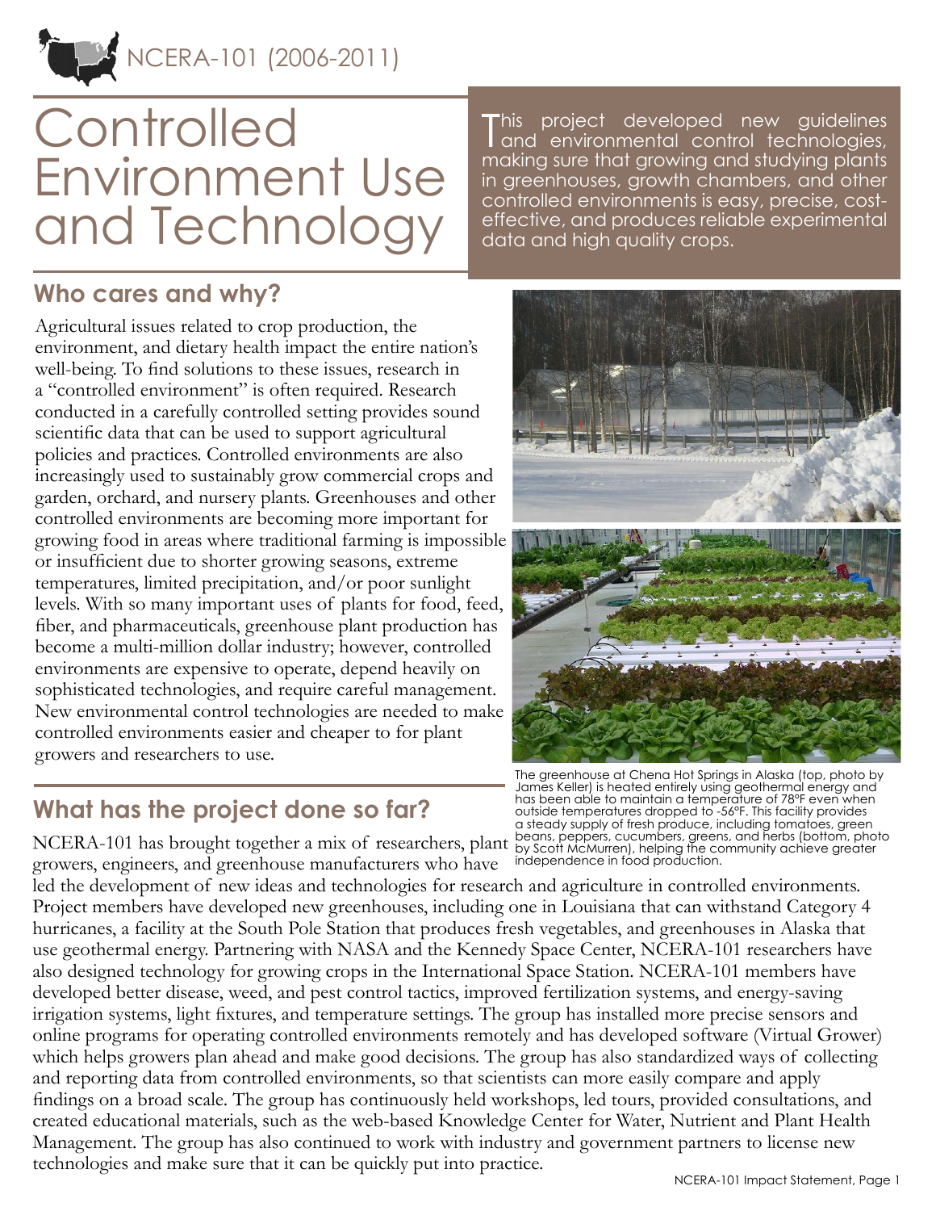NCERA-101 (2006-2011)

# Controlled Environment Use and Technology

This project developed new guidelines and environmental control technologies, making sure that growing and studying plants in greenhouses, growth chambers, and other controlled environments is easy, precise, cost-effective, and produces reliable experimental data and high quality crops.

## Who cares and why?

Agricultural issues related to crop production, the environment, and dietary health impact the entire nation's well-being. To find solutions to these issues, research in a "controlled environment" is often required. Research conducted in a carefully controlled setting provides sound scientific data that can be used to support agricultural policies and practices. Controlled environments are also increasingly used to sustainably grow commercial crops and garden, orchard, and nursery plants. Greenhouses and other controlled environments are becoming more important for growing food in areas where traditional farming is impossible or insufficient due to shorter growing seasons, extreme temperatures, limited precipitation, and/or poor sunlight levels. With so many important uses of plants for food, feed, fiber, and pharmaceuticals, greenhouse plant production has become a multi-million dollar industry; however, controlled environments are expensive to operate, depend heavily on sophisticated technologies, and require careful management. New environmental control technologies are needed to make controlled environments easier and cheaper to for plant growers and researchers to use.

The greenhouse at Chena Hot Springs in Alaska (top, photo by James Keller) is heated entirely using geothermal energy and has been able to maintain a temperature of 78°F even when outside temperatures dropped to -56°F. This facility provides a steady supply of fresh produce, including tomatoes, green beans, peppers, cucumbers, greens, and herbs (bottom, photo by Scott McMurren), helping the community achieve greater independence in food production.

## What has the project done so far?

NCERA-101 has brought together a mix of researchers, plant growers, engineers, and greenhouse manufacturers who have led the development of new ideas and technologies for research and agriculture in controlled environments. Project members have developed new greenhouses, including one in Louisiana that can withstand Category 4 hurricanes, a facility at the South Pole Station that produces fresh vegetables, and greenhouses in Alaska that use geothermal energy. Partnering with NASA and the Kennedy Space Center, NCERA-101 researchers have also designed technology for growing crops in the International Space Station. NCERA-101 members have developed better disease, weed, and pest control tactics, improved fertilization systems, and energy-saving irrigation systems, light fixtures, and temperature settings. The group has installed more precise sensors and online programs for operating controlled environments remotely and has developed software (Virtual Grower) which helps growers plan ahead and make good decisions. The group has also standardized ways of collecting and reporting data from controlled environments, so that scientists can more easily compare and apply findings on a broad scale. The group has continuously held workshops, led tours, provided consultations, and created educational materials, such as the web-based Knowledge Center for Water, Nutrient and Plant Health Management. The group has also continued to work with industry and government partners to license new technologies and make sure that it can be quickly put into practice.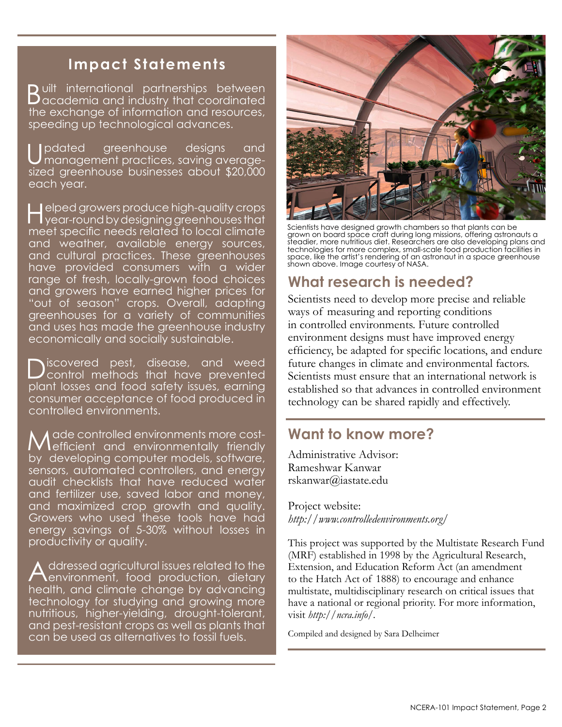## Impact Statements

Built international partnerships between academia and industry that coordinated the exchange of information and resources, speeding up technological advances.

Updated greenhouse designs and management practices, saving average-sized greenhouse businesses about $20,000 each year.

Helped growers produce high-quality crops year-round by designing greenhouses that meet specific needs related to local climate and weather, available energy sources, and cultural practices. These greenhouses have provided consumers with a wider range of fresh, locally-grown food choices and growers have earned higher prices for "out of season" crops. Overall, adapting greenhouses for a variety of communities and uses has made the greenhouse industry economically and socially sustainable.

Discovered pest, disease, and weed control methods that have prevented plant losses and food safety issues, earning consumer acceptance of food produced in controlled environments.

Made controlled environments more cost-efficient and environmentally friendly by developing computer models, software, sensors, automated controllers, and energy audit checklists that have reduced water and fertilizer use, saved labor and money, and maximized crop growth and quality. Growers who used these tools have had energy savings of 5-30% without losses in productivity or quality.

Addressed agricultural issues related to the environment, food production, dietary health, and climate change by advancing technology for studying and growing more nutritious, higher-yielding, drought-tolerant, and pest-resistant crops as well as plants that can be used as alternatives to fossil fuels.

Scientists have designed growth chambers so that plants can be grown on board space craft during long missions, offering astronauts a steadier, more nutritious diet. Researchers are also developing plans and technologies for more complex, small-scale food production facilities in space, like the artist's rendering of an astronaut in a space greenhouse shown above. Image courtesy of NASA.

## What research is needed?

Scientists need to develop more precise and reliable ways of measuring and reporting conditions in controlled environments. Future controlled environment designs must have improved energy efficiency, be adapted for specific locations, and endure future changes in climate and environmental factors. Scientists must ensure that an international network is established so that advances in controlled environment technology can be shared rapidly and effectively.

## Want to know more?

Administrative Advisor:
Rameshwar Kanwar
rskanwar@iastate.edu

Project website:
*http://www.controlledenvironments.org/*

This project was supported by the Multistate Research Fund (MRF) established in 1998 by the Agricultural Research, Extension, and Education Reform Act (an amendment to the Hatch Act of 1888) to encourage and enhance multistate, multidisciplinary research on critical issues that have a national or regional priority. For more information, visit *http://ncra.info/*.

Compiled and designed by Sara Delheimer